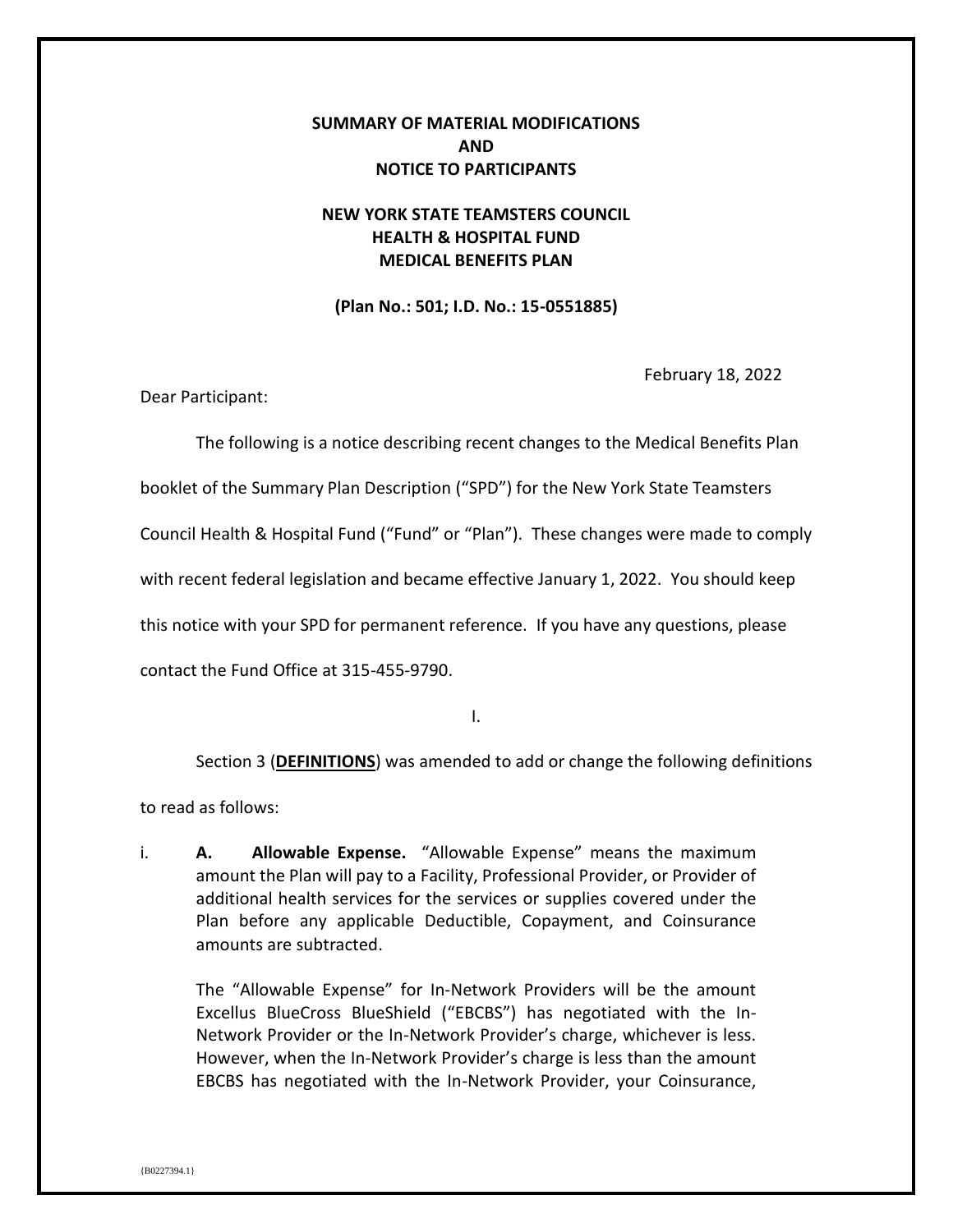**SUMMARY OF MATERIAL MODIFICATIONS**
**AND**
**NOTICE TO PARTICIPANTS**

**NEW YORK STATE TEAMSTERS COUNCIL**
**HEALTH & HOSPITAL FUND**
**MEDICAL BENEFITS PLAN**

**(Plan No.: 501; I.D. No.: 15-0551885)**

February 18, 2022

Dear Participant:

The following is a notice describing recent changes to the Medical Benefits Plan booklet of the Summary Plan Description ("SPD") for the New York State Teamsters Council Health & Hospital Fund ("Fund" or "Plan"). These changes were made to comply with recent federal legislation and became effective January 1, 2022. You should keep this notice with your SPD for permanent reference. If you have any questions, please contact the Fund Office at 315-455-9790.

I.

Section 3 (**DEFINITIONS**) was amended to add or change the following definitions to read as follows:

i. **A. Allowable Expense.** "Allowable Expense" means the maximum amount the Plan will pay to a Facility, Professional Provider, or Provider of additional health services for the services or supplies covered under the Plan before any applicable Deductible, Copayment, and Coinsurance amounts are subtracted.

The "Allowable Expense" for In-Network Providers will be the amount Excellus BlueCross BlueShield ("EBCBS") has negotiated with the In-Network Provider or the In-Network Provider's charge, whichever is less. However, when the In-Network Provider's charge is less than the amount EBCBS has negotiated with the In-Network Provider, your Coinsurance,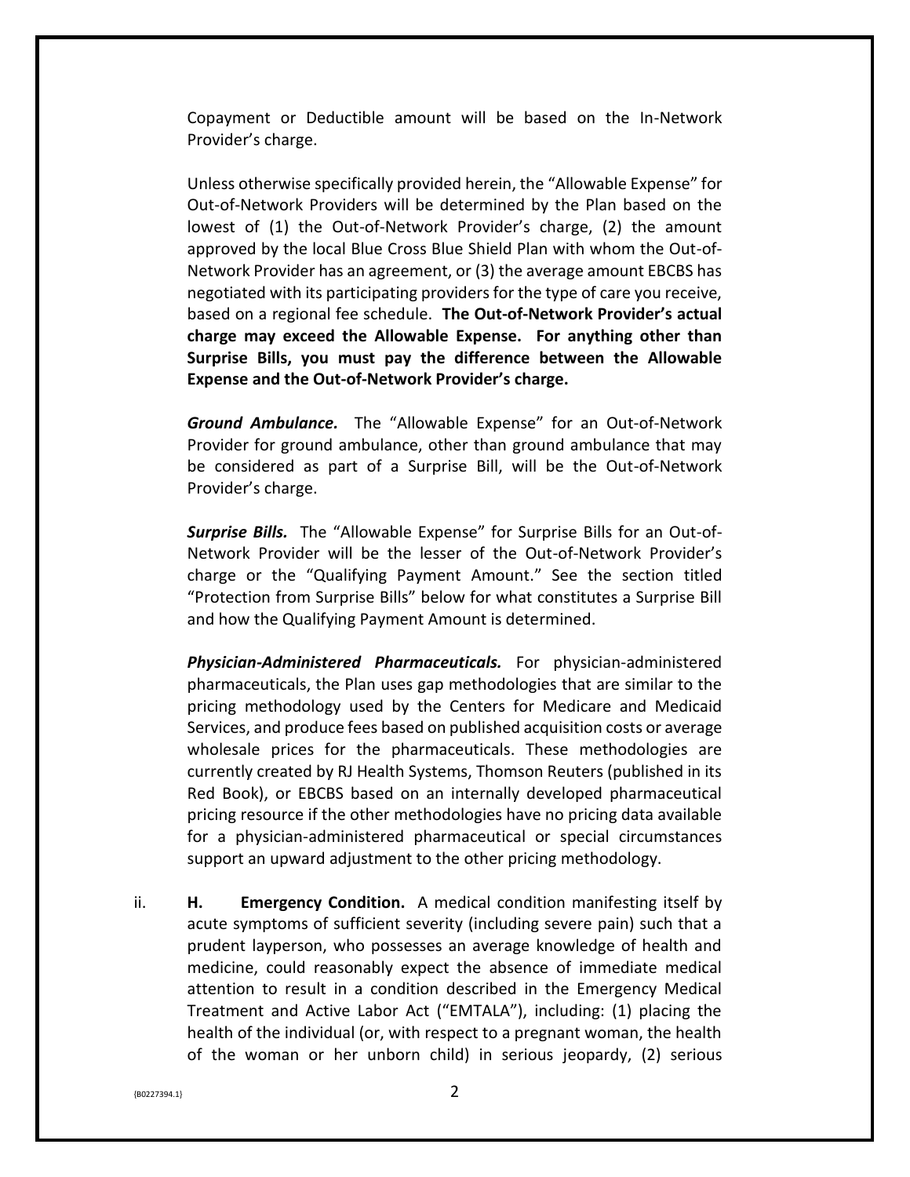Copayment or Deductible amount will be based on the In-Network Provider's charge.

Unless otherwise specifically provided herein, the "Allowable Expense" for Out-of-Network Providers will be determined by the Plan based on the lowest of (1) the Out-of-Network Provider's charge, (2) the amount approved by the local Blue Cross Blue Shield Plan with whom the Out-of-Network Provider has an agreement, or (3) the average amount EBCBS has negotiated with its participating providers for the type of care you receive, based on a regional fee schedule. **The Out-of-Network Provider's actual charge may exceed the Allowable Expense. For anything other than Surprise Bills, you must pay the difference between the Allowable Expense and the Out-of-Network Provider's charge.**

***Ground Ambulance.*** The "Allowable Expense" for an Out-of-Network Provider for ground ambulance, other than ground ambulance that may be considered as part of a Surprise Bill, will be the Out-of-Network Provider's charge.

***Surprise Bills.*** The "Allowable Expense" for Surprise Bills for an Out-of-Network Provider will be the lesser of the Out-of-Network Provider's charge or the "Qualifying Payment Amount." See the section titled "Protection from Surprise Bills" below for what constitutes a Surprise Bill and how the Qualifying Payment Amount is determined.

***Physician-Administered Pharmaceuticals.*** For physician-administered pharmaceuticals, the Plan uses gap methodologies that are similar to the pricing methodology used by the Centers for Medicare and Medicaid Services, and produce fees based on published acquisition costs or average wholesale prices for the pharmaceuticals. These methodologies are currently created by RJ Health Systems, Thomson Reuters (published in its Red Book), or EBCBS based on an internally developed pharmaceutical pricing resource if the other methodologies have no pricing data available for a physician-administered pharmaceutical or special circumstances support an upward adjustment to the other pricing methodology.

ii. **H. Emergency Condition.** A medical condition manifesting itself by acute symptoms of sufficient severity (including severe pain) such that a prudent layperson, who possesses an average knowledge of health and medicine, could reasonably expect the absence of immediate medical attention to result in a condition described in the Emergency Medical Treatment and Active Labor Act ("EMTALA"), including: (1) placing the health of the individual (or, with respect to a pregnant woman, the health of the woman or her unborn child) in serious jeopardy, (2) serious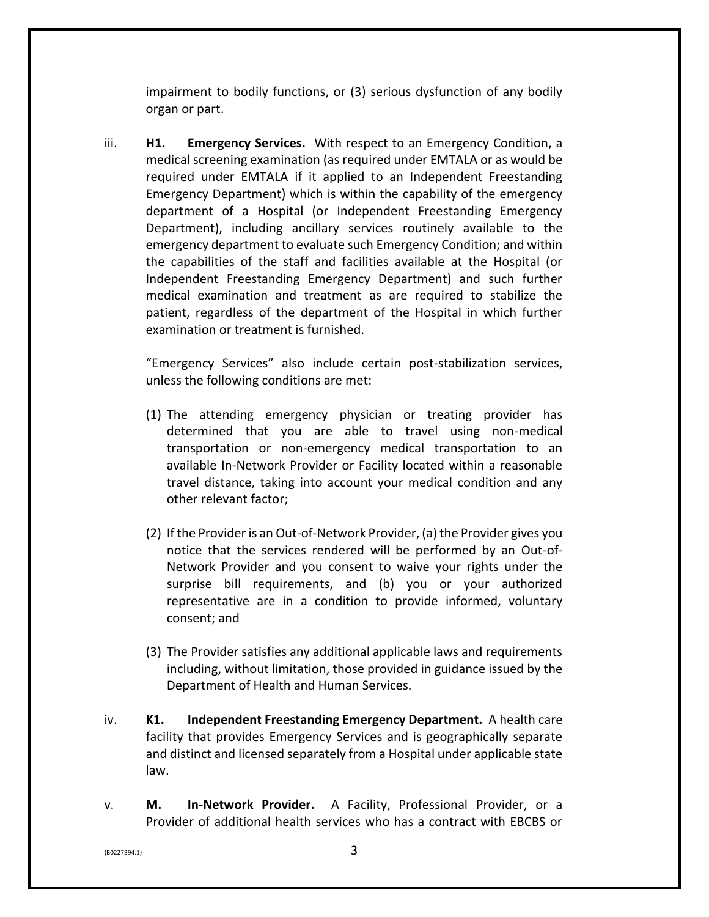impairment to bodily functions, or (3) serious dysfunction of any bodily organ or part.

iii. **H1. Emergency Services.** With respect to an Emergency Condition, a medical screening examination (as required under EMTALA or as would be required under EMTALA if it applied to an Independent Freestanding Emergency Department) which is within the capability of the emergency department of a Hospital (or Independent Freestanding Emergency Department), including ancillary services routinely available to the emergency department to evaluate such Emergency Condition; and within the capabilities of the staff and facilities available at the Hospital (or Independent Freestanding Emergency Department) and such further medical examination and treatment as are required to stabilize the patient, regardless of the department of the Hospital in which further examination or treatment is furnished.

"Emergency Services" also include certain post-stabilization services, unless the following conditions are met:

(1) The attending emergency physician or treating provider has determined that you are able to travel using non-medical transportation or non-emergency medical transportation to an available In-Network Provider or Facility located within a reasonable travel distance, taking into account your medical condition and any other relevant factor;

(2) If the Provider is an Out-of-Network Provider, (a) the Provider gives you notice that the services rendered will be performed by an Out-of-Network Provider and you consent to waive your rights under the surprise bill requirements, and (b) you or your authorized representative are in a condition to provide informed, voluntary consent; and

(3) The Provider satisfies any additional applicable laws and requirements including, without limitation, those provided in guidance issued by the Department of Health and Human Services.

iv. **K1. Independent Freestanding Emergency Department.** A health care facility that provides Emergency Services and is geographically separate and distinct and licensed separately from a Hospital under applicable state law.

v. **M. In-Network Provider.** A Facility, Professional Provider, or a Provider of additional health services who has a contract with EBCBS or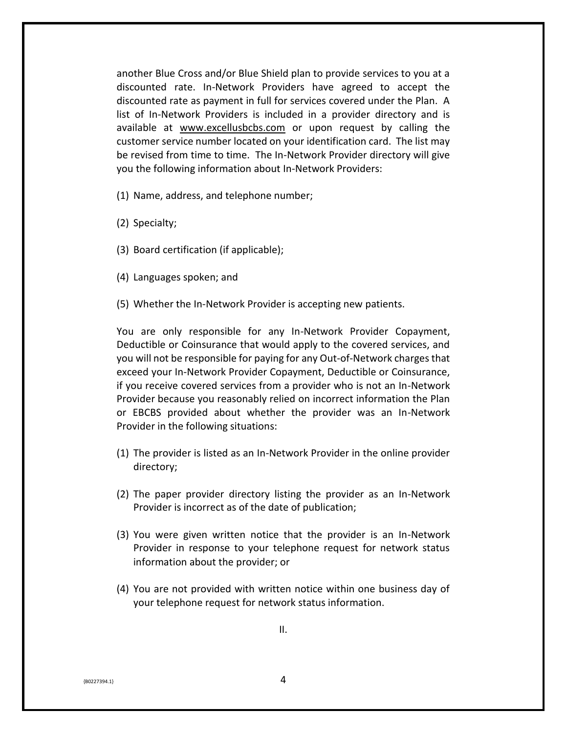another Blue Cross and/or Blue Shield plan to provide services to you at a discounted rate. In-Network Providers have agreed to accept the discounted rate as payment in full for services covered under the Plan. A list of In-Network Providers is included in a provider directory and is available at www.excellusbcbs.com or upon request by calling the customer service number located on your identification card. The list may be revised from time to time. The In-Network Provider directory will give you the following information about In-Network Providers:

(1) Name, address, and telephone number;

(2) Specialty;

(3) Board certification (if applicable);

(4) Languages spoken; and

(5) Whether the In-Network Provider is accepting new patients.

You are only responsible for any In-Network Provider Copayment, Deductible or Coinsurance that would apply to the covered services, and you will not be responsible for paying for any Out-of-Network charges that exceed your In-Network Provider Copayment, Deductible or Coinsurance, if you receive covered services from a provider who is not an In-Network Provider because you reasonably relied on incorrect information the Plan or EBCBS provided about whether the provider was an In-Network Provider in the following situations:

(1) The provider is listed as an In-Network Provider in the online provider directory;

(2) The paper provider directory listing the provider as an In-Network Provider is incorrect as of the date of publication;

(3) You were given written notice that the provider is an In-Network Provider in response to your telephone request for network status information about the provider; or

(4) You are not provided with written notice within one business day of your telephone request for network status information.

II.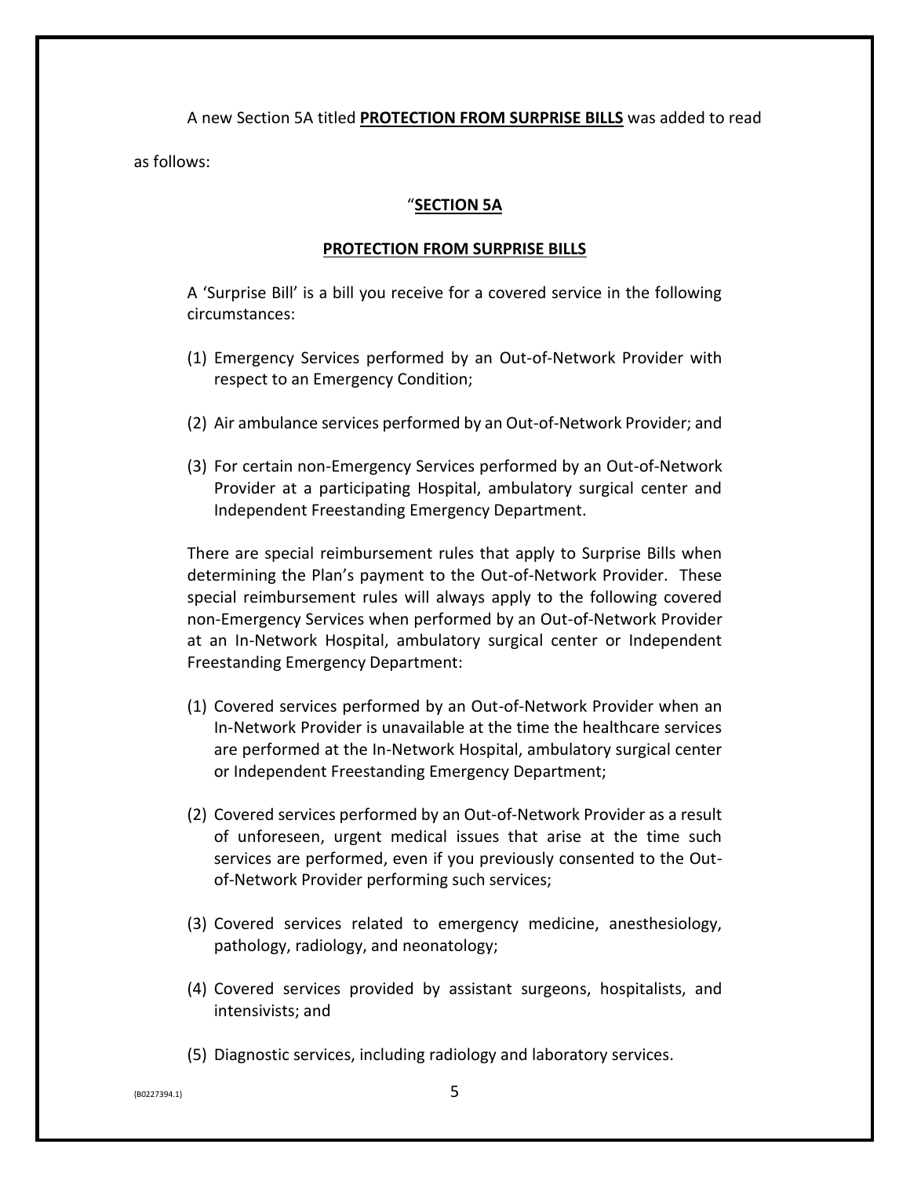A new Section 5A titled **PROTECTION FROM SURPRISE BILLS** was added to read as follows:

"**SECTION 5A**

**PROTECTION FROM SURPRISE BILLS**

A 'Surprise Bill' is a bill you receive for a covered service in the following circumstances:

(1) Emergency Services performed by an Out-of-Network Provider with respect to an Emergency Condition;

(2) Air ambulance services performed by an Out-of-Network Provider; and

(3) For certain non-Emergency Services performed by an Out-of-Network Provider at a participating Hospital, ambulatory surgical center and Independent Freestanding Emergency Department.

There are special reimbursement rules that apply to Surprise Bills when determining the Plan's payment to the Out-of-Network Provider. These special reimbursement rules will always apply to the following covered non-Emergency Services when performed by an Out-of-Network Provider at an In-Network Hospital, ambulatory surgical center or Independent Freestanding Emergency Department:

(1) Covered services performed by an Out-of-Network Provider when an In-Network Provider is unavailable at the time the healthcare services are performed at the In-Network Hospital, ambulatory surgical center or Independent Freestanding Emergency Department;

(2) Covered services performed by an Out-of-Network Provider as a result of unforeseen, urgent medical issues that arise at the time such services are performed, even if you previously consented to the Out-of-Network Provider performing such services;

(3) Covered services related to emergency medicine, anesthesiology, pathology, radiology, and neonatology;

(4) Covered services provided by assistant surgeons, hospitalists, and intensivists; and

(5) Diagnostic services, including radiology and laboratory services.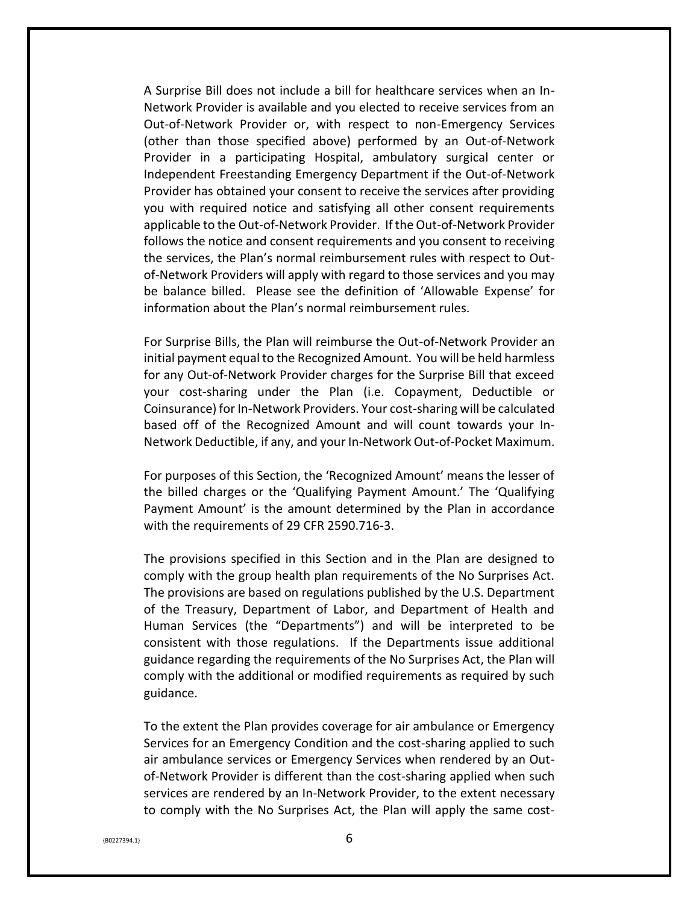A Surprise Bill does not include a bill for healthcare services when an In-Network Provider is available and you elected to receive services from an Out-of-Network Provider or, with respect to non-Emergency Services (other than those specified above) performed by an Out-of-Network Provider in a participating Hospital, ambulatory surgical center or Independent Freestanding Emergency Department if the Out-of-Network Provider has obtained your consent to receive the services after providing you with required notice and satisfying all other consent requirements applicable to the Out-of-Network Provider. If the Out-of-Network Provider follows the notice and consent requirements and you consent to receiving the services, the Plan's normal reimbursement rules with respect to Out-of-Network Providers will apply with regard to those services and you may be balance billed. Please see the definition of 'Allowable Expense' for information about the Plan's normal reimbursement rules.

For Surprise Bills, the Plan will reimburse the Out-of-Network Provider an initial payment equal to the Recognized Amount. You will be held harmless for any Out-of-Network Provider charges for the Surprise Bill that exceed your cost-sharing under the Plan (i.e. Copayment, Deductible or Coinsurance) for In-Network Providers. Your cost-sharing will be calculated based off of the Recognized Amount and will count towards your In-Network Deductible, if any, and your In-Network Out-of-Pocket Maximum.

For purposes of this Section, the 'Recognized Amount' means the lesser of the billed charges or the 'Qualifying Payment Amount.' The 'Qualifying Payment Amount' is the amount determined by the Plan in accordance with the requirements of 29 CFR 2590.716-3.

The provisions specified in this Section and in the Plan are designed to comply with the group health plan requirements of the No Surprises Act. The provisions are based on regulations published by the U.S. Department of the Treasury, Department of Labor, and Department of Health and Human Services (the "Departments") and will be interpreted to be consistent with those regulations. If the Departments issue additional guidance regarding the requirements of the No Surprises Act, the Plan will comply with the additional or modified requirements as required by such guidance.

To the extent the Plan provides coverage for air ambulance or Emergency Services for an Emergency Condition and the cost-sharing applied to such air ambulance services or Emergency Services when rendered by an Out-of-Network Provider is different than the cost-sharing applied when such services are rendered by an In-Network Provider, to the extent necessary to comply with the No Surprises Act, the Plan will apply the same cost-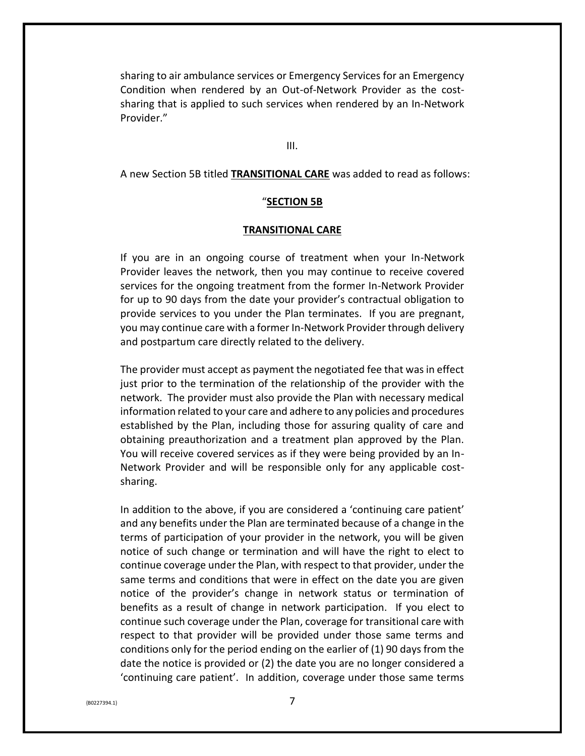sharing to air ambulance services or Emergency Services for an Emergency Condition when rendered by an Out-of-Network Provider as the cost-sharing that is applied to such services when rendered by an In-Network Provider."

III.

A new Section 5B titled **TRANSITIONAL CARE** was added to read as follows:

"**SECTION 5B**

**TRANSITIONAL CARE**

If you are in an ongoing course of treatment when your In-Network Provider leaves the network, then you may continue to receive covered services for the ongoing treatment from the former In-Network Provider for up to 90 days from the date your provider's contractual obligation to provide services to you under the Plan terminates. If you are pregnant, you may continue care with a former In-Network Provider through delivery and postpartum care directly related to the delivery.

The provider must accept as payment the negotiated fee that was in effect just prior to the termination of the relationship of the provider with the network. The provider must also provide the Plan with necessary medical information related to your care and adhere to any policies and procedures established by the Plan, including those for assuring quality of care and obtaining preauthorization and a treatment plan approved by the Plan. You will receive covered services as if they were being provided by an In-Network Provider and will be responsible only for any applicable cost-sharing.

In addition to the above, if you are considered a 'continuing care patient' and any benefits under the Plan are terminated because of a change in the terms of participation of your provider in the network, you will be given notice of such change or termination and will have the right to elect to continue coverage under the Plan, with respect to that provider, under the same terms and conditions that were in effect on the date you are given notice of the provider's change in network status or termination of benefits as a result of change in network participation. If you elect to continue such coverage under the Plan, coverage for transitional care with respect to that provider will be provided under those same terms and conditions only for the period ending on the earlier of (1) 90 days from the date the notice is provided or (2) the date you are no longer considered a 'continuing care patient'. In addition, coverage under those same terms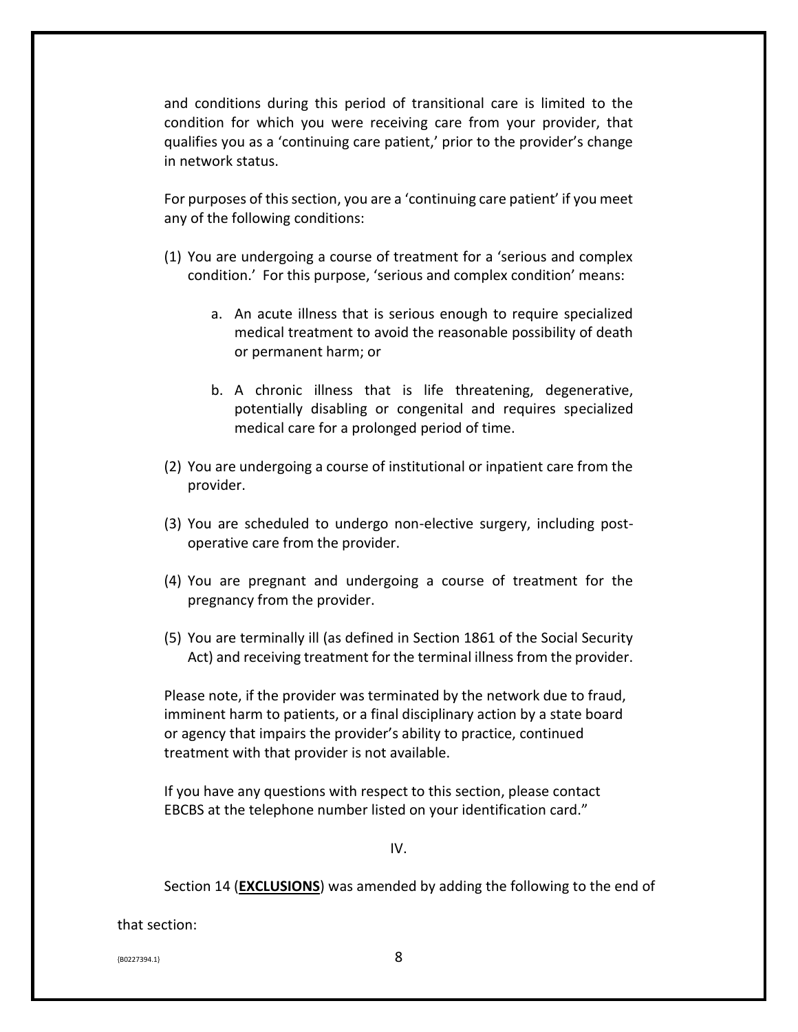and conditions during this period of transitional care is limited to the condition for which you were receiving care from your provider, that qualifies you as a 'continuing care patient,' prior to the provider's change in network status.

For purposes of this section, you are a 'continuing care patient' if you meet any of the following conditions:

(1) You are undergoing a course of treatment for a 'serious and complex condition.' For this purpose, 'serious and complex condition' means:

   a. An acute illness that is serious enough to require specialized medical treatment to avoid the reasonable possibility of death or permanent harm; or

   b. A chronic illness that is life threatening, degenerative, potentially disabling or congenital and requires specialized medical care for a prolonged period of time.

(2) You are undergoing a course of institutional or inpatient care from the provider.

(3) You are scheduled to undergo non-elective surgery, including post-operative care from the provider.

(4) You are pregnant and undergoing a course of treatment for the pregnancy from the provider.

(5) You are terminally ill (as defined in Section 1861 of the Social Security Act) and receiving treatment for the terminal illness from the provider.

Please note, if the provider was terminated by the network due to fraud, imminent harm to patients, or a final disciplinary action by a state board or agency that impairs the provider's ability to practice, continued treatment with that provider is not available.

If you have any questions with respect to this section, please contact EBCBS at the telephone number listed on your identification card."

IV.

Section 14 (**<u>EXCLUSIONS</u>**) was amended by adding the following to the end of that section: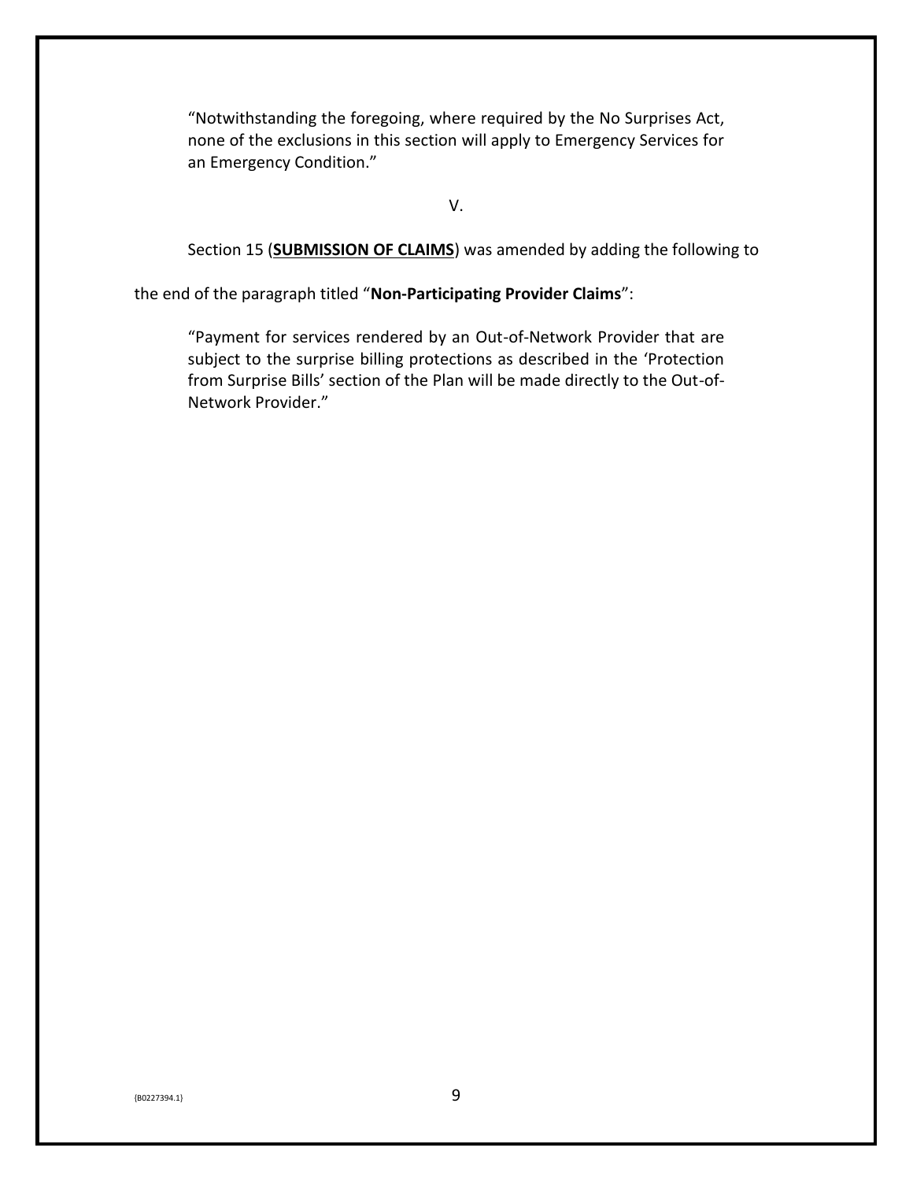"Notwithstanding the foregoing, where required by the No Surprises Act, none of the exclusions in this section will apply to Emergency Services for an Emergency Condition."

V.

Section 15 (**<u>SUBMISSION OF CLAIMS</u>**) was amended by adding the following to the end of the paragraph titled "**Non-Participating Provider Claims**":

"Payment for services rendered by an Out-of-Network Provider that are subject to the surprise billing protections as described in the 'Protection from Surprise Bills' section of the Plan will be made directly to the Out-of-Network Provider."

{B0227394.1}